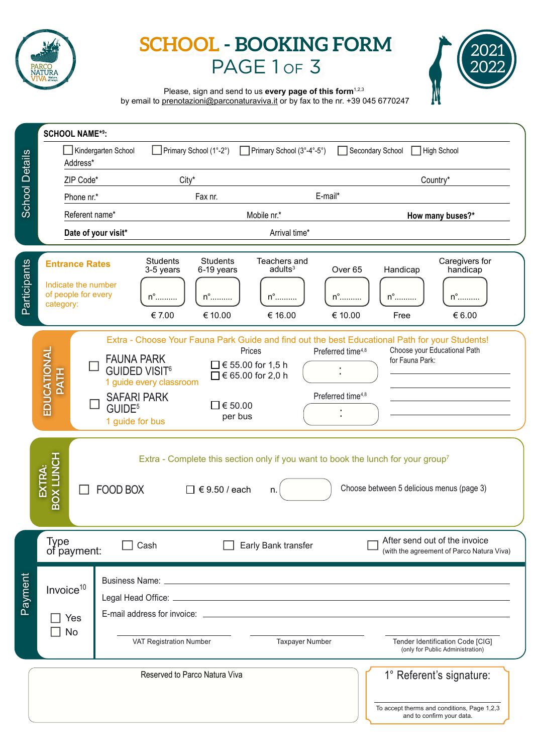# SCHOOL - BOOKING FORM
## PAGE 1 OF 3

2021 2022

Please, sign and send to us **every page of this form**[1,2,3]
by email to prenotazioni@parconaturaviva.it or by fax to the nr. +39 045 6770247

## School Details

**SCHOOL NAME*[9]:**

☐ Kindergarten School ☐ Primary School (1°-2°) ☐ Primary School (3°-4°-5°) ☐ Secondary School ☐ High School

Address*

ZIP Code* City* Country*

Phone nr.* Fax nr. E-mail*

Referent name* Mobile nr.* **How many buses?***

**Date of your visit*** Arrival time*

## Participants

**Entrance Rates**

Indicate the number of people for every category:

| Students 3-5 years | Students 6-19 years | Teachers and adults[3] | Over 65 | Handicap | Caregivers for handicap |
|---|---|---|---|---|---|
| n°.......... | n°.......... | n°.......... | n°.......... | n°.......... | n°.......... |
| € 7.00 | € 10.00 | € 16.00 | € 10.00 | Free | € 6.00 |

## EDUCATIONAL PATH

Extra - Choose Your Fauna Park Guide and find out the best Educational Path for your Students!

| | Prices | Preferred time[4,8] |
|---|---|---|
| ☐ FAUNA PARK GUIDED VISIT[6] – 1 guide every classroom | ☐ € 55.00 for 1,5 h<br>☐ € 65.00 for 2,0 h | : |
| ☐ SAFARI PARK GUIDE[5] – 1 guide for bus | ☐ € 50.00 per bus | : |

Choose your Educational Path for Fauna Park:

______________________

______________________

______________________

______________________

## EXTRA: BOX LUNCH

Extra - Complete this section only if you want to book the lunch for your group[7]

☐ FOOD BOX ☐ € 9.50 / each n. ______ Choose between 5 delicious menus (page 3)

## Payment

Type of payment: ☐ Cash ☐ Early Bank transfer ☐ After send out of the invoice (with the agreement of Parco Natura Viva)

Invoice[10]
☐ Yes
☐ No

Business Name: ______________________

Legal Head Office: ______________________

E-mail address for invoice: ______________________

| VAT Registration Number | Taxpayer Number | Tender Identification Code [CIG] (only for Public Administration) |
|---|---|---|

Reserved to Parco Natura Viva

1° Referent's signature:

To accept therms and conditions, Page 1,2,3 and to confirm your data.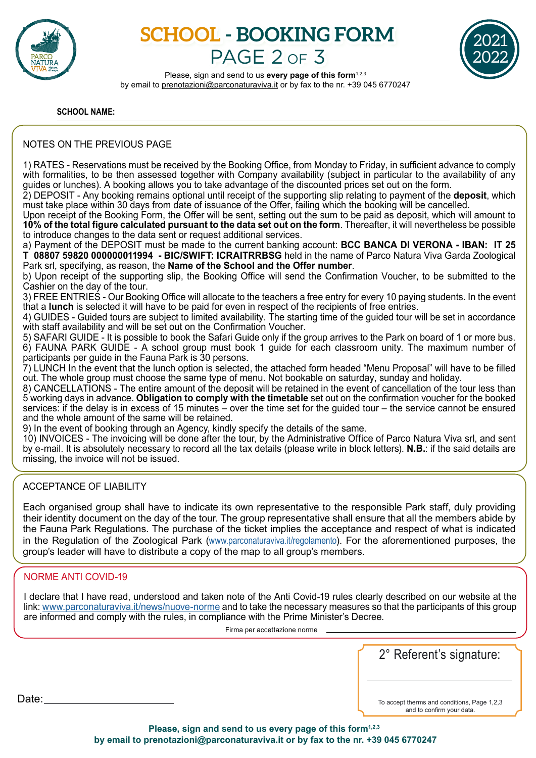# SCHOOL - BOOKING FORM
## PAGE 2 OF 3

2021 2022

Please, sign and send to us **every page of this form**[1,2,3]
by email to prenotazioni@parconaturaviva.it or by fax to the nr. +39 045 6770247

**SCHOOL NAME:** ______________________________

### NOTES ON THE PREVIOUS PAGE

1) RATES - Reservations must be received by the Booking Office, from Monday to Friday, in sufficient advance to comply with formalities, to be then assessed together with Company availability (subject in particular to the availability of any guides or lunches). A booking allows you to take advantage of the discounted prices set out on the form.
2) DEPOSIT - Any booking remains optional until receipt of the supporting slip relating to payment of the **deposit**, which must take place within 30 days from date of issuance of the Offer, failing which the booking will be cancelled.
Upon receipt of the Booking Form, the Offer will be sent, setting out the sum to be paid as deposit, which will amount to **10% of the total figure calculated pursuant to the data set out on the form**. Thereafter, it will nevertheless be possible to introduce changes to the data sent or request additional services.
a) Payment of the DEPOSIT must be made to the current banking account: **BCC BANCA DI VERONA - IBAN: IT 25 T 08807 59820 000000011994 - BIC/SWIFT: ICRAITRRBSG** held in the name of Parco Natura Viva Garda Zoological Park srl, specifying, as reason, the **Name of the School and the Offer number**.
b) Upon receipt of the supporting slip, the Booking Office will send the Confirmation Voucher, to be submitted to the Cashier on the day of the tour.
3) FREE ENTRIES - Our Booking Office will allocate to the teachers a free entry for every 10 paying students. In the event that a **lunch** is selected it will have to be paid for even in respect of the recipients of free entries.
4) GUIDES - Guided tours are subject to limited availability. The starting time of the guided tour will be set in accordance with staff availability and will be set out on the Confirmation Voucher.
5) SAFARI GUIDE - It is possible to book the Safari Guide only if the group arrives to the Park on board of 1 or more bus.
6) FAUNA PARK GUIDE - A school group must book 1 guide for each classroom unity. The maximum number of participants per guide in the Fauna Park is 30 persons.
7) LUNCH In the event that the lunch option is selected, the attached form headed "Menu Proposal" will have to be filled out. The whole group must choose the same type of menu. Not bookable on saturday, sunday and holiday.
8) CANCELLATIONS - The entire amount of the deposit will be retained in the event of cancellation of the tour less than 5 working days in advance. **Obligation to comply with the timetable** set out on the confirmation voucher for the booked services: if the delay is in excess of 15 minutes – over the time set for the guided tour – the service cannot be ensured and the whole amount of the same will be retained.
9) In the event of booking through an Agency, kindly specify the details of the same.
10) INVOICES - The invoicing will be done after the tour, by the Administrative Office of Parco Natura Viva srl, and sent by e-mail. It is absolutely necessary to record all the tax details (please write in block letters). **N.B.**: if the said details are missing, the invoice will not be issued.

### ACCEPTANCE OF LIABILITY

Each organised group shall have to indicate its own representative to the responsible Park staff, duly providing their identity document on the day of the tour. The group representative shall ensure that all the members abide by the Fauna Park Regulations. The purchase of the ticket implies the acceptance and respect of what is indicated in the Regulation of the Zoological Park (www.parconaturaviva.it/regolamento). For the aforementioned purposes, the group's leader will have to distribute a copy of the map to all group's members.

### NORME ANTI COVID-19

I declare that I have read, understood and taken note of the Anti Covid-19 rules clearly described on our website at the link: www.parconaturaviva.it/news/nuove-norme and to take the necessary measures so that the participants of this group are informed and comply with the rules, in compliance with the Prime Minister's Decree.

Firma per accettazione norme ______________________________

Date: ______________________

2° Referent's signature: ______________________

To accept therms and conditions, Page 1,2,3 and to confirm your data.

**Please, sign and send to us every page of this form[1,2,3]**
**by email to prenotazioni@parconaturaviva.it or by fax to the nr. +39 045 6770247**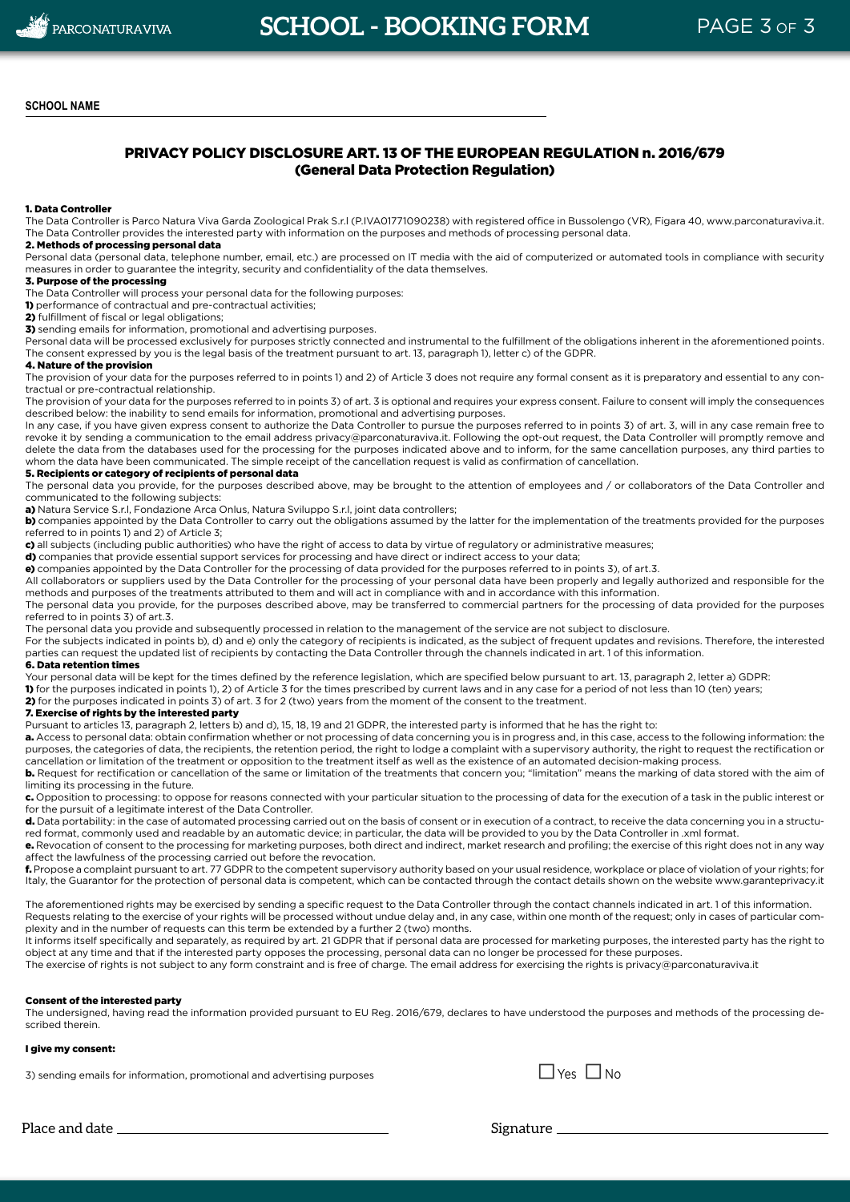**SCHOOL NAME** \_\_\_\_\_\_\_\_\_\_\_\_\_\_\_\_\_\_\_\_\_\_\_\_\_\_\_\_\_\_\_\_\_\_\_\_\_\_\_\_\_\_\_\_\_\_\_\_\_\_

## PRIVACY POLICY DISCLOSURE ART. 13 OF THE EUROPEAN REGULATION n. 2016/679 (General Data Protection Regulation)

**1. Data Controller**

The Data Controller is Parco Natura Viva Garda Zoological Prak S.r.l (P.IVA01771090238) with registered office in Bussolengo (VR), Figara 40, www.parconaturaviva.it. The Data Controller provides the interested party with information on the purposes and methods of processing personal data.

**2. Methods of processing personal data**

Personal data (personal data, telephone number, email, etc.) are processed on IT media with the aid of computerized or automated tools in compliance with security measures in order to guarantee the integrity, security and confidentiality of the data themselves.

**3. Purpose of the processing**

The Data Controller will process your personal data for the following purposes:

**1)** performance of contractual and pre-contractual activities;
**2)** fulfillment of fiscal or legal obligations;
**3)** sending emails for information, promotional and advertising purposes.

Personal data will be processed exclusively for purposes strictly connected and instrumental to the fulfillment of the obligations inherent in the aforementioned points. The consent expressed by you is the legal basis of the treatment pursuant to art. 13, paragraph 1), letter c) of the GDPR.

**4. Nature of the provision**

The provision of your data for the purposes referred to in points 1) and 2) of Article 3 does not require any formal consent as it is preparatory and essential to any contractual or pre-contractual relationship.

The provision of your data for the purposes referred to in points 3) of art. 3 is optional and requires your express consent. Failure to consent will imply the consequences described below: the inability to send emails for information, promotional and advertising purposes.

In any case, if you have given express consent to authorize the Data Controller to pursue the purposes referred to in points 3) of art. 3, will in any case remain free to revoke it by sending a communication to the email address privacy@parconaturaviva.it. Following the opt-out request, the Data Controller will promptly remove and delete the data from the databases used for the processing for the purposes indicated above and to inform, for the same cancellation purposes, any third parties to whom the data have been communicated. The simple receipt of the cancellation request is valid as confirmation of cancellation.

**5. Recipients or category of recipients of personal data**

The personal data you provide, for the purposes described above, may be brought to the attention of employees and / or collaborators of the Data Controller and communicated to the following subjects:

**a)** Natura Service S.r.l, Fondazione Arca Onlus, Natura Sviluppo S.r.l, joint data controllers;
**b)** companies appointed by the Data Controller to carry out the obligations assumed by the latter for the implementation of the treatments provided for the purposes referred to in points 1) and 2) of Article 3;
**c)** all subjects (including public authorities) who have the right of access to data by virtue of regulatory or administrative measures;
**d)** companies that provide essential support services for processing and have direct or indirect access to your data;
**e)** companies appointed by the Data Controller for the processing of data provided for the purposes referred to in points 3), of art.3.

All collaborators or suppliers used by the Data Controller for the processing of your personal data have been properly and legally authorized and responsible for the methods and purposes of the treatments attributed to them and will act in compliance with and in accordance with this information.

The personal data you provide, for the purposes described above, may be transferred to commercial partners for the processing of data provided for the purposes referred to in points 3) of art.3.

The personal data you provide and subsequently processed in relation to the management of the service are not subject to disclosure.

For the subjects indicated in points b), d) and e) only the category of recipients is indicated, as the subject of frequent updates and revisions. Therefore, the interested parties can request the updated list of recipients by contacting the Data Controller through the channels indicated in art. 1 of this information.

**6. Data retention times**

Your personal data will be kept for the times defined by the reference legislation, which are specified below pursuant to art. 13, paragraph 2, letter a) GDPR:

**1)** for the purposes indicated in points 1), 2) of Article 3 for the times prescribed by current laws and in any case for a period of not less than 10 (ten) years;
**2)** for the purposes indicated in points 3) of art. 3 for 2 (two) years from the moment of the consent to the treatment.

**7. Exercise of rights by the interested party**

Pursuant to articles 13, paragraph 2, letters b) and d), 15, 18, 19 and 21 GDPR, the interested party is informed that he has the right to:

**a.** Access to personal data: obtain confirmation whether or not processing of data concerning you is in progress and, in this case, access to the following information: the purposes, the categories of data, the recipients, the retention period, the right to lodge a complaint with a supervisory authority, the right to request the rectification or cancellation or limitation of the treatment or opposition to the treatment itself as well as the existence of an automated decision-making process.

**b.** Request for rectification or cancellation of the same or limitation of the treatments that concern you; "limitation" means the marking of data stored with the aim of limiting its processing in the future.

**c.** Opposition to processing: to oppose for reasons connected with your particular situation to the processing of data for the execution of a task in the public interest or for the pursuit of a legitimate interest of the Data Controller.

**d.** Data portability: in the case of automated processing carried out on the basis of consent or in execution of a contract, to receive the data concerning you in a structured format, commonly used and readable by an automatic device; in particular, the data will be provided to you by the Data Controller in .xml format.

**e.** Revocation of consent to the processing for marketing purposes, both direct and indirect, market research and profiling; the exercise of this right does not in any way affect the lawfulness of the processing carried out before the revocation.

**f.** Propose a complaint pursuant to art. 77 GDPR to the competent supervisory authority based on your usual residence, workplace or place of violation of your rights; for Italy, the Guarantor for the protection of personal data is competent, which can be contacted through the contact details shown on the website www.garanteprivacy.it

The aforementioned rights may be exercised by sending a specific request to the Data Controller through the contact channels indicated in art. 1 of this information.

Requests relating to the exercise of your rights will be processed without undue delay and, in any case, within one month of the request; only in cases of particular complexity and in the number of requests can this term be extended by a further 2 (two) months.

It informs itself specifically and separately, as required by art. 21 GDPR that if personal data are processed for marketing purposes, the interested party has the right to object at any time and that if the interested party opposes the processing, personal data can no longer be processed for these purposes.

The exercise of rights is not subject to any form constraint and is free of charge. The email address for exercising the rights is privacy@parconaturaviva.it

**Consent of the interested party**

The undersigned, having read the information provided pursuant to EU Reg. 2016/679, declares to have understood the purposes and methods of the processing described therein.

**I give my consent:**

3) sending emails for information, promotional and advertising purposes ☐ Yes ☐ No

Place and date \_\_\_\_\_\_\_\_\_\_\_\_\_\_\_\_\_\_\_\_\_\_\_\_\_\_\_\_\_\_ Signature \_\_\_\_\_\_\_\_\_\_\_\_\_\_\_\_\_\_\_\_\_\_\_\_\_\_\_\_\_\_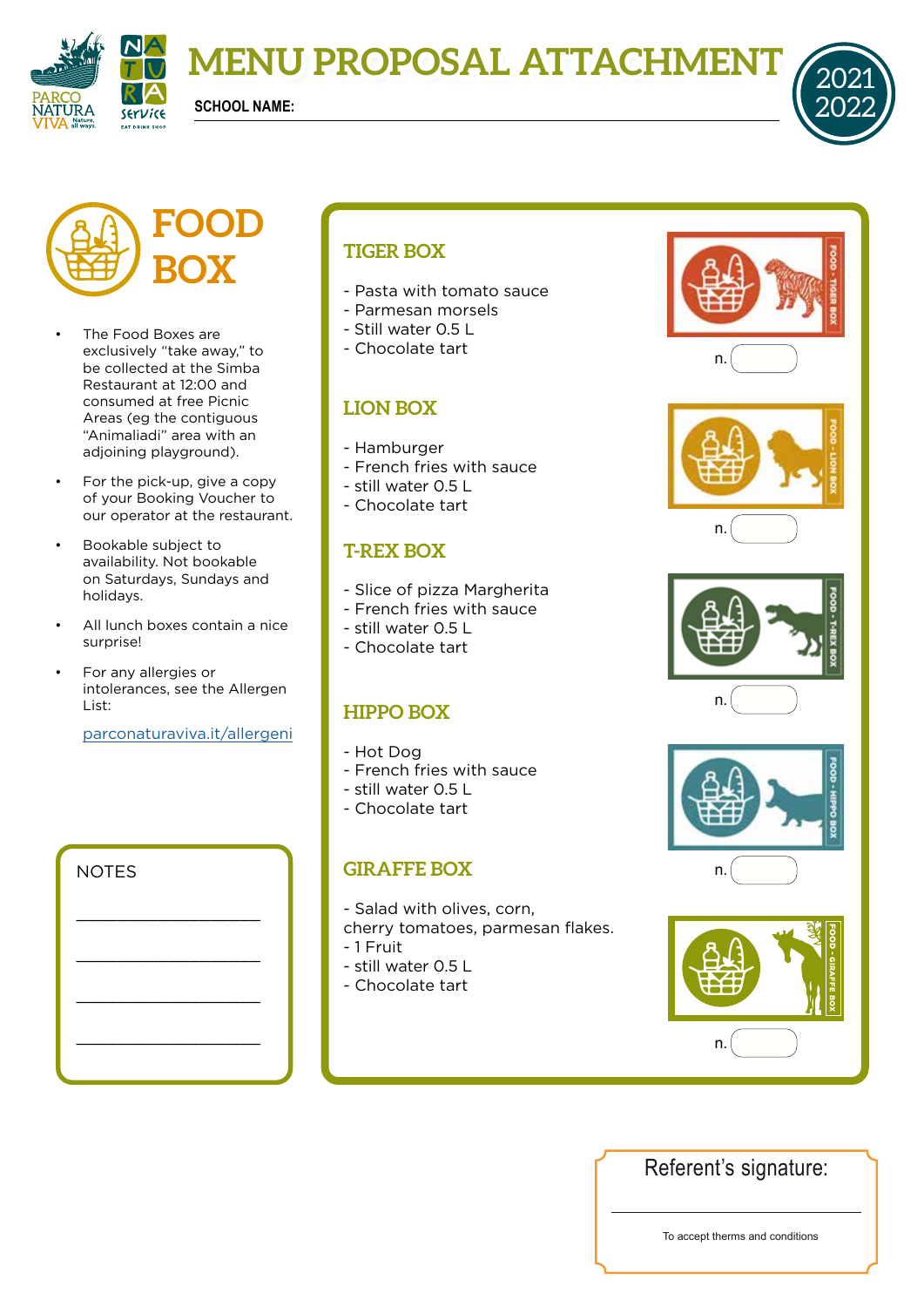# MENU PROPOSAL ATTACHMENT

**SCHOOL NAME:**

2021 2022

## FOOD BOX

- The Food Boxes are exclusively "take away," to be collected at the Simba Restaurant at 12:00 and consumed at free Picnic Areas (eg the contiguous "Animaliadi" area with an adjoining playground).
- For the pick-up, give a copy of your Booking Voucher to our operator at the restaurant.
- Bookable subject to availability. Not bookable on Saturdays, Sundays and holidays.
- All lunch boxes contain a nice surprise!
- For any allergies or intolerances, see the Allergen List:

  parconaturaviva.it/allergeni

### TIGER BOX

- Pasta with tomato sauce
- Parmesan morsels
- Still water 0.5 L
- Chocolate tart

FOOD - TIGER BOX

n.

### LION BOX

- Hamburger
- French fries with sauce
- still water 0.5 L
- Chocolate tart

FOOD - LION BOX

n.

### T-REX BOX

- Slice of pizza Margherita
- French fries with sauce
- still water 0.5 L
- Chocolate tart

FOOD - T-REX BOX

n.

### HIPPO BOX

- Hot Dog
- French fries with sauce
- still water 0.5 L
- Chocolate tart

FOOD - HIPPO BOX

n.

### GIRAFFE BOX

- Salad with olives, corn, cherry tomatoes, parmesan flakes.
- 1 Fruit
- still water 0.5 L
- Chocolate tart

FOOD - GIRAFFE BOX

n.

NOTES

____________________

____________________

____________________

____________________

Referent's signature:

____________________

To accept therms and conditions